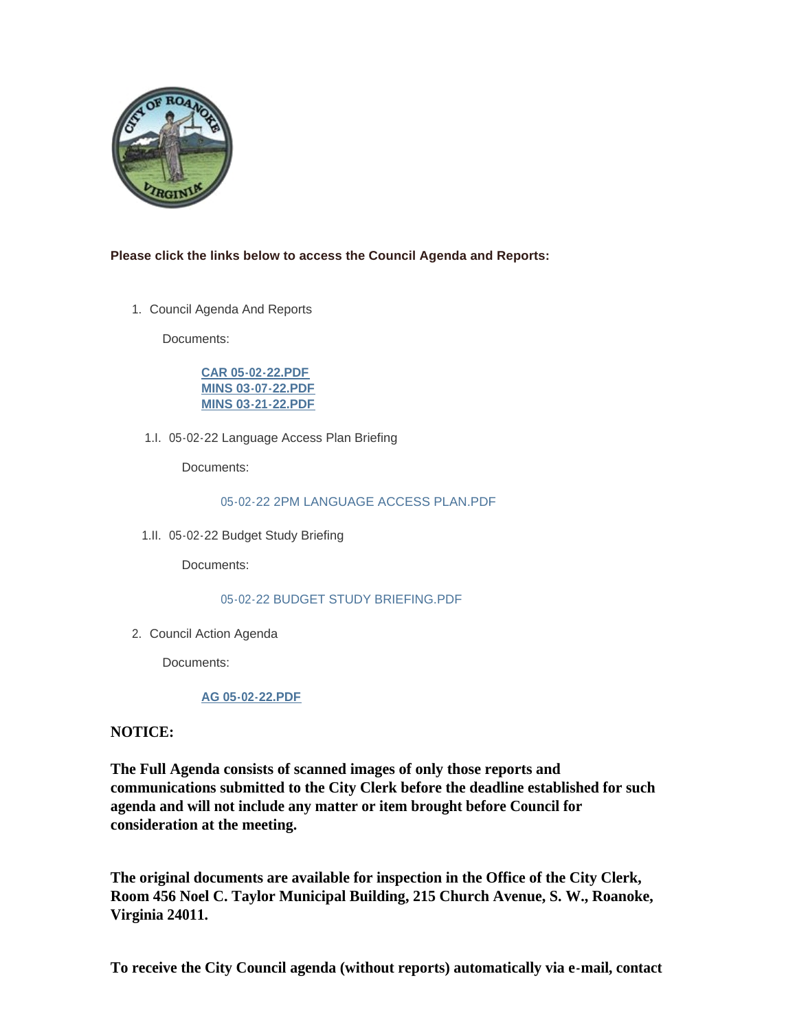**Please click the links below to access the Council Agenda and Reports:**

1. Council Agenda And Reports

   Documents:

   [CAR 05-02-22.PDF]
   [MINS 03-07-22.PDF]
   [MINS 03-21-22.PDF]

   1.I. 05-02-22 Language Access Plan Briefing

   Documents:

   05-02-22 2PM LANGUAGE ACCESS PLAN.PDF

   1.II. 05-02-22 Budget Study Briefing

   Documents:

   05-02-22 BUDGET STUDY BRIEFING.PDF

2. Council Action Agenda

   Documents:

   [AG 05-02-22.PDF]

**NOTICE:**

**The Full Agenda consists of scanned images of only those reports and communications submitted to the City Clerk before the deadline established for such agenda and will not include any matter or item brought before Council for consideration at the meeting.**

**The original documents are available for inspection in the Office of the City Clerk, Room 456 Noel C. Taylor Municipal Building, 215 Church Avenue, S. W., Roanoke, Virginia 24011.**

**To receive the City Council agenda (without reports) automatically via e-mail, contact**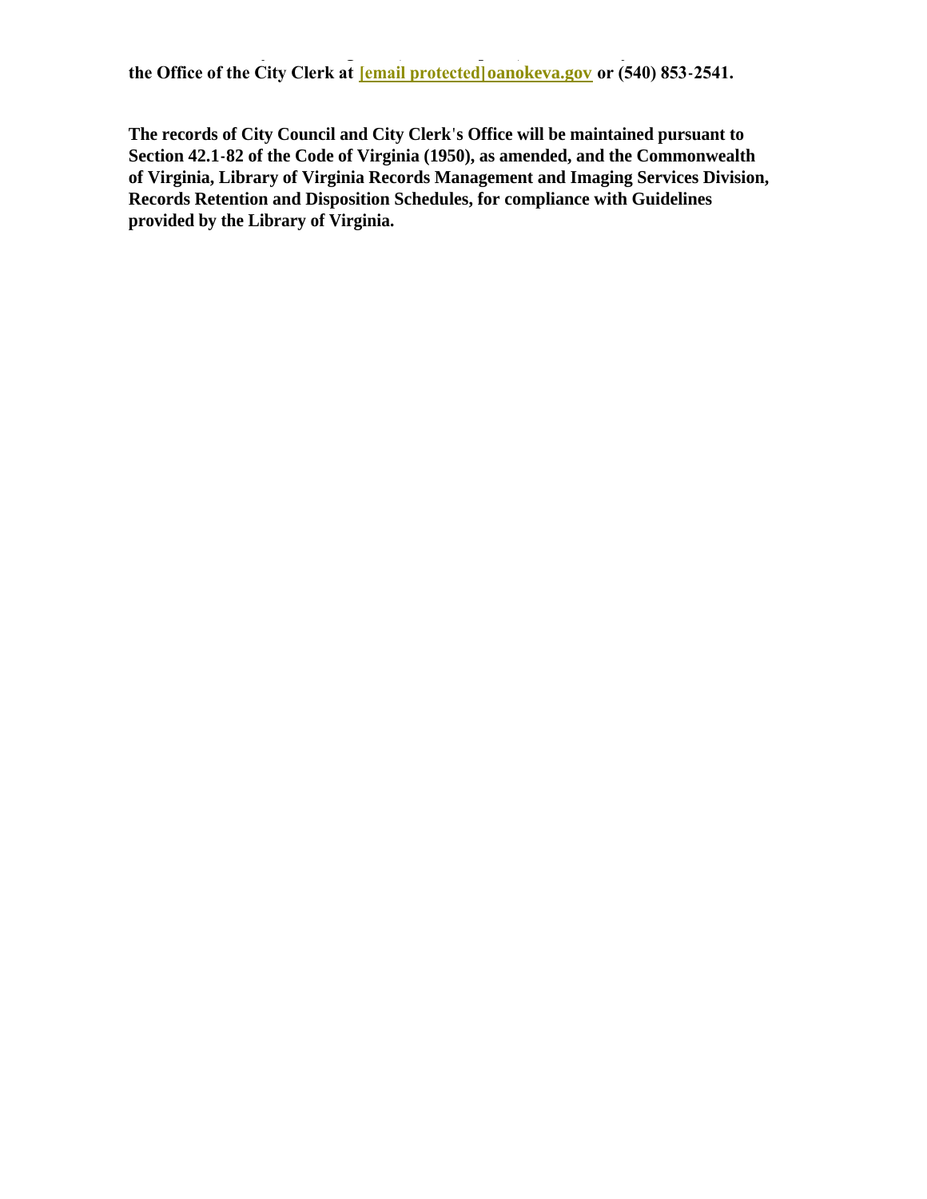**the Office of the City Clerk at [email protected]oanokeva.gov or (540) 853-2541.**

**The records of City Council and City Clerk's Office will be maintained pursuant to Section 42.1-82 of the Code of Virginia (1950), as amended, and the Commonwealth of Virginia, Library of Virginia Records Management and Imaging Services Division, Records Retention and Disposition Schedules, for compliance with Guidelines provided by the Library of Virginia.**